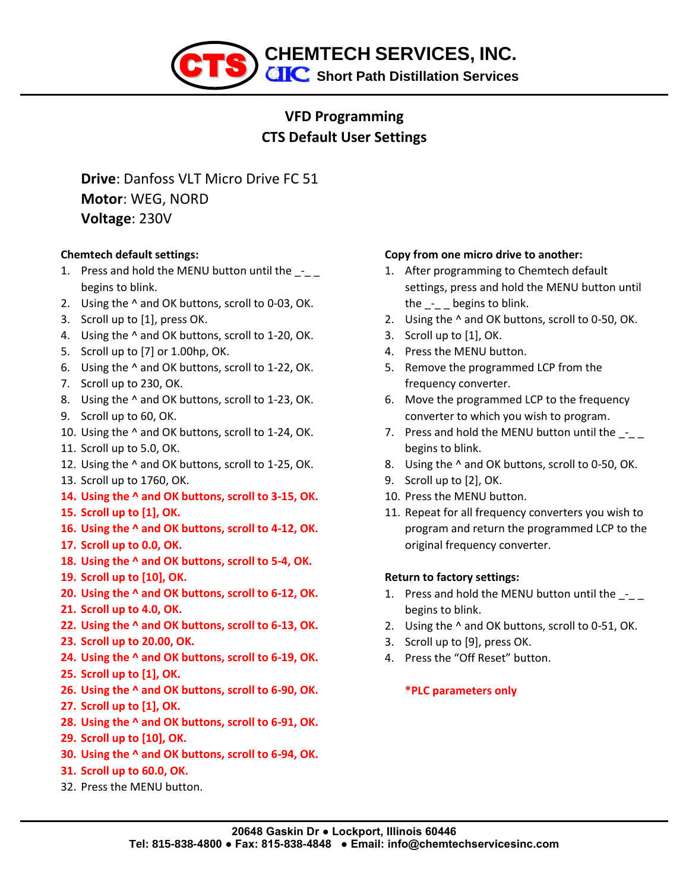# CHEMTECH SERVICES, INC.
**Short Path Distillation Services**

## VFD Programming
## CTS Default User Settings

**Drive**: Danfoss VLT Micro Drive FC 51
**Motor**: WEG, NORD
**Voltage**: 230V

**Chemtech default settings:**

1. Press and hold the MENU button until the _-_ _ begins to blink.
2. Using the ^ and OK buttons, scroll to 0-03, OK.
3. Scroll up to [1], press OK.
4. Using the ^ and OK buttons, scroll to 1-20, OK.
5. Scroll up to [7] or 1.00hp, OK.
6. Using the ^ and OK buttons, scroll to 1-22, OK.
7. Scroll up to 230, OK.
8. Using the ^ and OK buttons, scroll to 1-23, OK.
9. Scroll up to 60, OK.
10. Using the ^ and OK buttons, scroll to 1-24, OK.
11. Scroll up to 5.0, OK.
12. Using the ^ and OK buttons, scroll to 1-25, OK.
13. Scroll up to 1760, OK.
14. **Using the ^ and OK buttons, scroll to 3-15, OK.**
15. **Scroll up to [1], OK.**
16. **Using the ^ and OK buttons, scroll to 4-12, OK.**
17. **Scroll up to 0.0, OK.**
18. **Using the ^ and OK buttons, scroll to 5-4, OK.**
19. **Scroll up to [10], OK.**
20. **Using the ^ and OK buttons, scroll to 6-12, OK.**
21. **Scroll up to 4.0, OK.**
22. **Using the ^ and OK buttons, scroll to 6-13, OK.**
23. **Scroll up to 20.00, OK.**
24. **Using the ^ and OK buttons, scroll to 6-19, OK.**
25. **Scroll up to [1], OK.**
26. **Using the ^ and OK buttons, scroll to 6-90, OK.**
27. **Scroll up to [1], OK.**
28. **Using the ^ and OK buttons, scroll to 6-91, OK.**
29. **Scroll up to [10], OK.**
30. **Using the ^ and OK buttons, scroll to 6-94, OK.**
31. **Scroll up to 60.0, OK.**
32. Press the MENU button.

**Copy from one micro drive to another:**

1. After programming to Chemtech default settings, press and hold the MENU button until the _-_ _ begins to blink.
2. Using the ^ and OK buttons, scroll to 0-50, OK.
3. Scroll up to [1], OK.
4. Press the MENU button.
5. Remove the programmed LCP from the frequency converter.
6. Move the programmed LCP to the frequency converter to which you wish to program.
7. Press and hold the MENU button until the _-_ _ begins to blink.
8. Using the ^ and OK buttons, scroll to 0-50, OK.
9. Scroll up to [2], OK.
10. Press the MENU button.
11. Repeat for all frequency converters you wish to program and return the programmed LCP to the original frequency converter.

**Return to factory settings:**

1. Press and hold the MENU button until the _-_ _ begins to blink.
2. Using the ^ and OK buttons, scroll to 0-51, OK.
3. Scroll up to [9], press OK.
4. Press the "Off Reset" button.

**\*PLC parameters only**

20648 Gaskin Dr ● Lockport, Illinois 60446
Tel: 815-838-4800 ● Fax: 815-838-4848 ● Email: info@chemtechservicesinc.com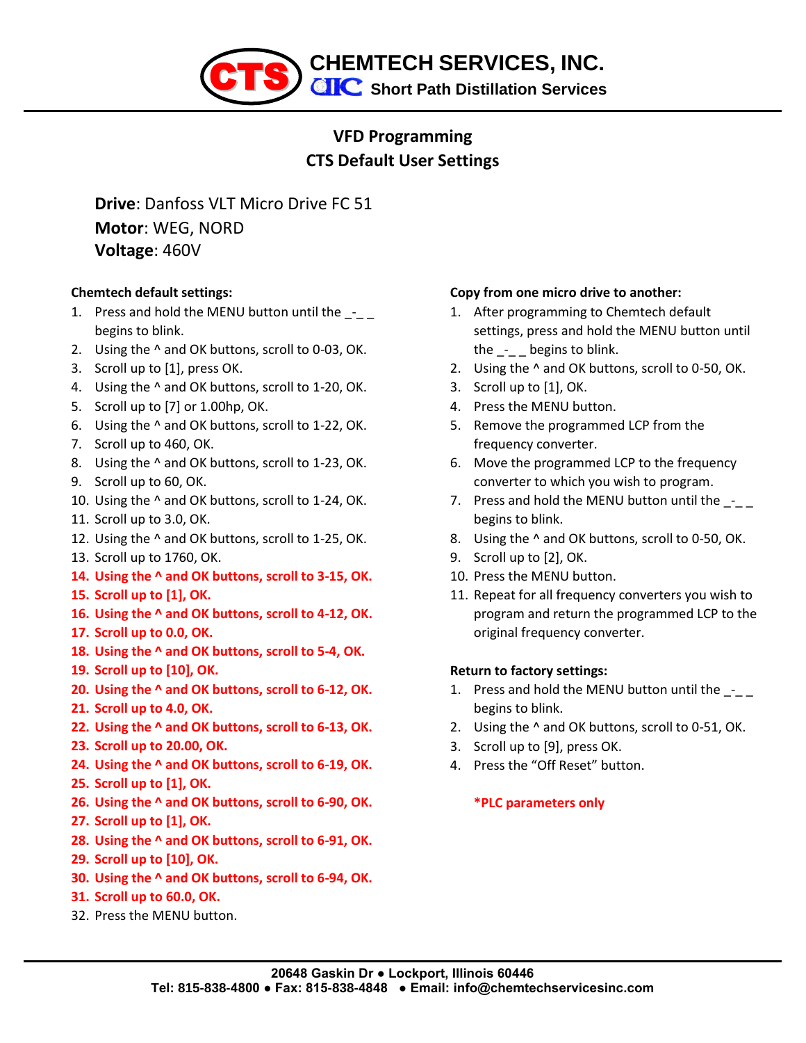# CHEMTECH SERVICES, INC.

**Short Path Distillation Services**

## VFD Programming
## CTS Default User Settings

**Drive**: Danfoss VLT Micro Drive FC 51
**Motor**: WEG, NORD
**Voltage**: 460V

**Chemtech default settings:**

1. Press and hold the MENU button until the _-_ _ begins to blink.
2. Using the ^ and OK buttons, scroll to 0-03, OK.
3. Scroll up to [1], press OK.
4. Using the ^ and OK buttons, scroll to 1-20, OK.
5. Scroll up to [7] or 1.00hp, OK.
6. Using the ^ and OK buttons, scroll to 1-22, OK.
7. Scroll up to 460, OK.
8. Using the ^ and OK buttons, scroll to 1-23, OK.
9. Scroll up to 60, OK.
10. Using the ^ and OK buttons, scroll to 1-24, OK.
11. Scroll up to 3.0, OK.
12. Using the ^ and OK buttons, scroll to 1-25, OK.
13. Scroll up to 1760, OK.
14. **Using the ^ and OK buttons, scroll to 3-15, OK.**
15. **Scroll up to [1], OK.**
16. **Using the ^ and OK buttons, scroll to 4-12, OK.**
17. **Scroll up to 0.0, OK.**
18. **Using the ^ and OK buttons, scroll to 5-4, OK.**
19. **Scroll up to [10], OK.**
20. **Using the ^ and OK buttons, scroll to 6-12, OK.**
21. **Scroll up to 4.0, OK.**
22. **Using the ^ and OK buttons, scroll to 6-13, OK.**
23. **Scroll up to 20.00, OK.**
24. **Using the ^ and OK buttons, scroll to 6-19, OK.**
25. **Scroll up to [1], OK.**
26. **Using the ^ and OK buttons, scroll to 6-90, OK.**
27. **Scroll up to [1], OK.**
28. **Using the ^ and OK buttons, scroll to 6-91, OK.**
29. **Scroll up to [10], OK.**
30. **Using the ^ and OK buttons, scroll to 6-94, OK.**
31. **Scroll up to 60.0, OK.**
32. Press the MENU button.

**Copy from one micro drive to another:**

1. After programming to Chemtech default settings, press and hold the MENU button until the _-_ _ begins to blink.
2. Using the ^ and OK buttons, scroll to 0-50, OK.
3. Scroll up to [1], OK.
4. Press the MENU button.
5. Remove the programmed LCP from the frequency converter.
6. Move the programmed LCP to the frequency converter to which you wish to program.
7. Press and hold the MENU button until the _-_ _ begins to blink.
8. Using the ^ and OK buttons, scroll to 0-50, OK.
9. Scroll up to [2], OK.
10. Press the MENU button.
11. Repeat for all frequency converters you wish to program and return the programmed LCP to the original frequency converter.

**Return to factory settings:**

1. Press and hold the MENU button until the _-_ _ begins to blink.
2. Using the ^ and OK buttons, scroll to 0-51, OK.
3. Scroll up to [9], press OK.
4. Press the “Off Reset” button.

**\*PLC parameters only**

20648 Gaskin Dr ● Lockport, Illinois 60446
Tel: 815-838-4800 ● Fax: 815-838-4848 ● Email: info@chemtechservicesinc.com